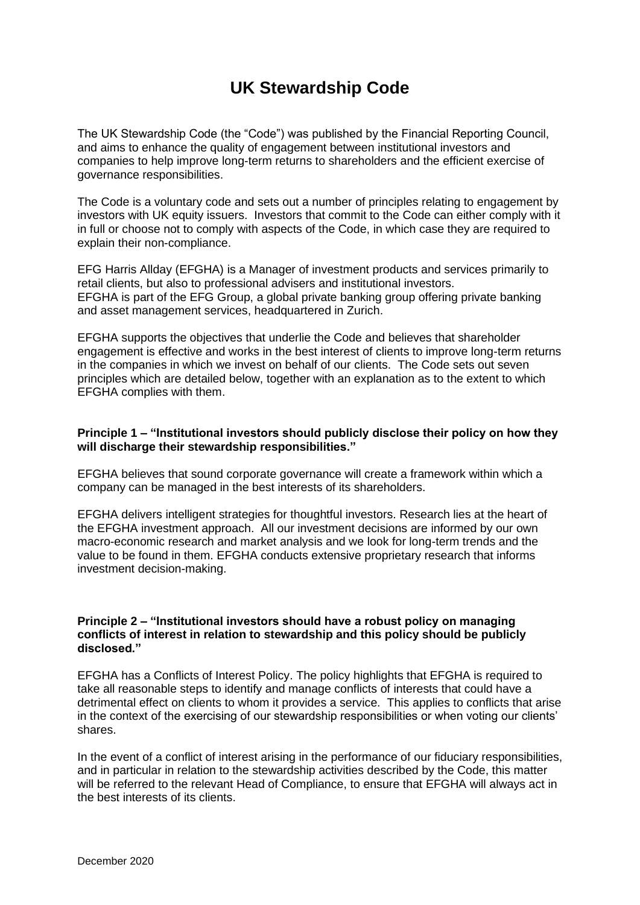# UK Stewardship Code

The UK Stewardship Code (the "Code") was published by the Financial Reporting Council, and aims to enhance the quality of engagement between institutional investors and companies to help improve long-term returns to shareholders and the efficient exercise of governance responsibilities.

The Code is a voluntary code and sets out a number of principles relating to engagement by investors with UK equity issuers. Investors that commit to the Code can either comply with it in full or choose not to comply with aspects of the Code, in which case they are required to explain their non-compliance.

EFG Harris Allday (EFGHA) is a Manager of investment products and services primarily to retail clients, but also to professional advisers and institutional investors.
EFGHA is part of the EFG Group, a global private banking group offering private banking and asset management services, headquartered in Zurich.

EFGHA supports the objectives that underlie the Code and believes that shareholder engagement is effective and works in the best interest of clients to improve long-term returns in the companies in which we invest on behalf of our clients. The Code sets out seven principles which are detailed below, together with an explanation as to the extent to which EFGHA complies with them.

**Principle 1 – "Institutional investors should publicly disclose their policy on how they will discharge their stewardship responsibilities."**

EFGHA believes that sound corporate governance will create a framework within which a company can be managed in the best interests of its shareholders.

EFGHA delivers intelligent strategies for thoughtful investors. Research lies at the heart of the EFGHA investment approach. All our investment decisions are informed by our own macro-economic research and market analysis and we look for long-term trends and the value to be found in them. EFGHA conducts extensive proprietary research that informs investment decision-making.

**Principle 2 – "Institutional investors should have a robust policy on managing conflicts of interest in relation to stewardship and this policy should be publicly disclosed."**

EFGHA has a Conflicts of Interest Policy. The policy highlights that EFGHA is required to take all reasonable steps to identify and manage conflicts of interests that could have a detrimental effect on clients to whom it provides a service. This applies to conflicts that arise in the context of the exercising of our stewardship responsibilities or when voting our clients' shares.

In the event of a conflict of interest arising in the performance of our fiduciary responsibilities, and in particular in relation to the stewardship activities described by the Code, this matter will be referred to the relevant Head of Compliance, to ensure that EFGHA will always act in the best interests of its clients.

December 2020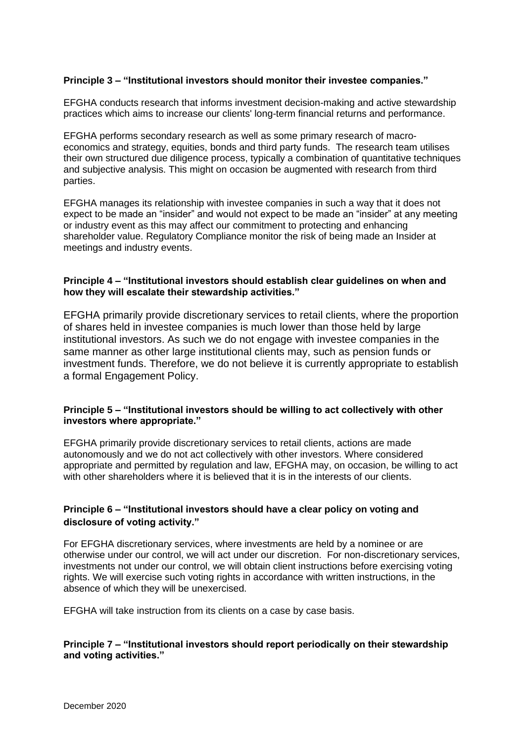**Principle 3 – "Institutional investors should monitor their investee companies."**

EFGHA conducts research that informs investment decision-making and active stewardship practices which aims to increase our clients' long-term financial returns and performance.

EFGHA performs secondary research as well as some primary research of macro-economics and strategy, equities, bonds and third party funds. The research team utilises their own structured due diligence process, typically a combination of quantitative techniques and subjective analysis. This might on occasion be augmented with research from third parties.

EFGHA manages its relationship with investee companies in such a way that it does not expect to be made an "insider" and would not expect to be made an "insider" at any meeting or industry event as this may affect our commitment to protecting and enhancing shareholder value. Regulatory Compliance monitor the risk of being made an Insider at meetings and industry events.

**Principle 4 – "Institutional investors should establish clear guidelines on when and how they will escalate their stewardship activities."**

EFGHA primarily provide discretionary services to retail clients, where the proportion of shares held in investee companies is much lower than those held by large institutional investors. As such we do not engage with investee companies in the same manner as other large institutional clients may, such as pension funds or investment funds. Therefore, we do not believe it is currently appropriate to establish a formal Engagement Policy.

**Principle 5 – "Institutional investors should be willing to act collectively with other investors where appropriate."**

EFGHA primarily provide discretionary services to retail clients, actions are made autonomously and we do not act collectively with other investors. Where considered appropriate and permitted by regulation and law, EFGHA may, on occasion, be willing to act with other shareholders where it is believed that it is in the interests of our clients.

**Principle 6 – "Institutional investors should have a clear policy on voting and disclosure of voting activity."**

For EFGHA discretionary services, where investments are held by a nominee or are otherwise under our control, we will act under our discretion. For non-discretionary services, investments not under our control, we will obtain client instructions before exercising voting rights. We will exercise such voting rights in accordance with written instructions, in the absence of which they will be unexercised.

EFGHA will take instruction from its clients on a case by case basis.

**Principle 7 – "Institutional investors should report periodically on their stewardship and voting activities."**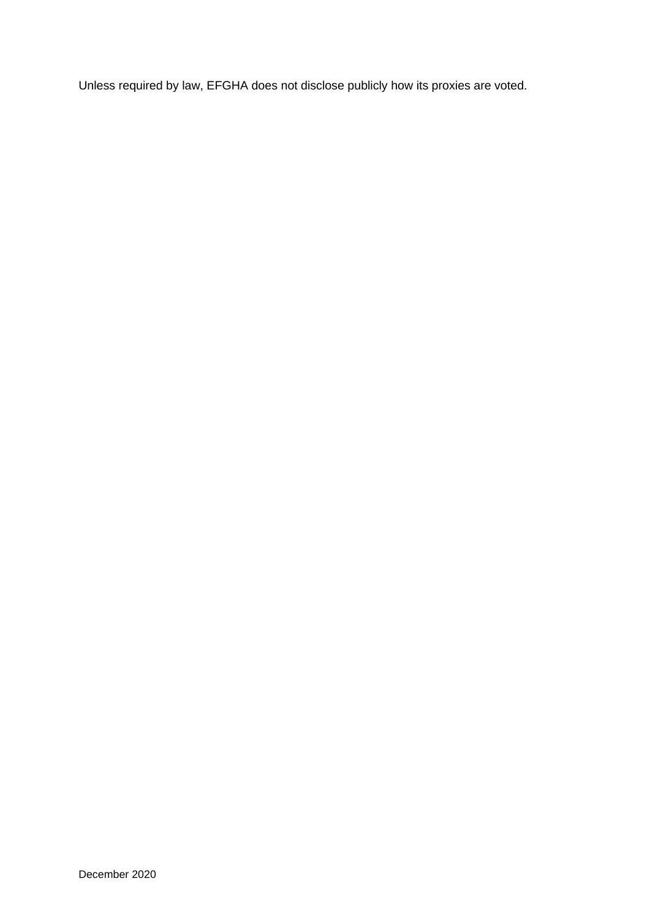Unless required by law, EFGHA does not disclose publicly how its proxies are voted.

December 2020